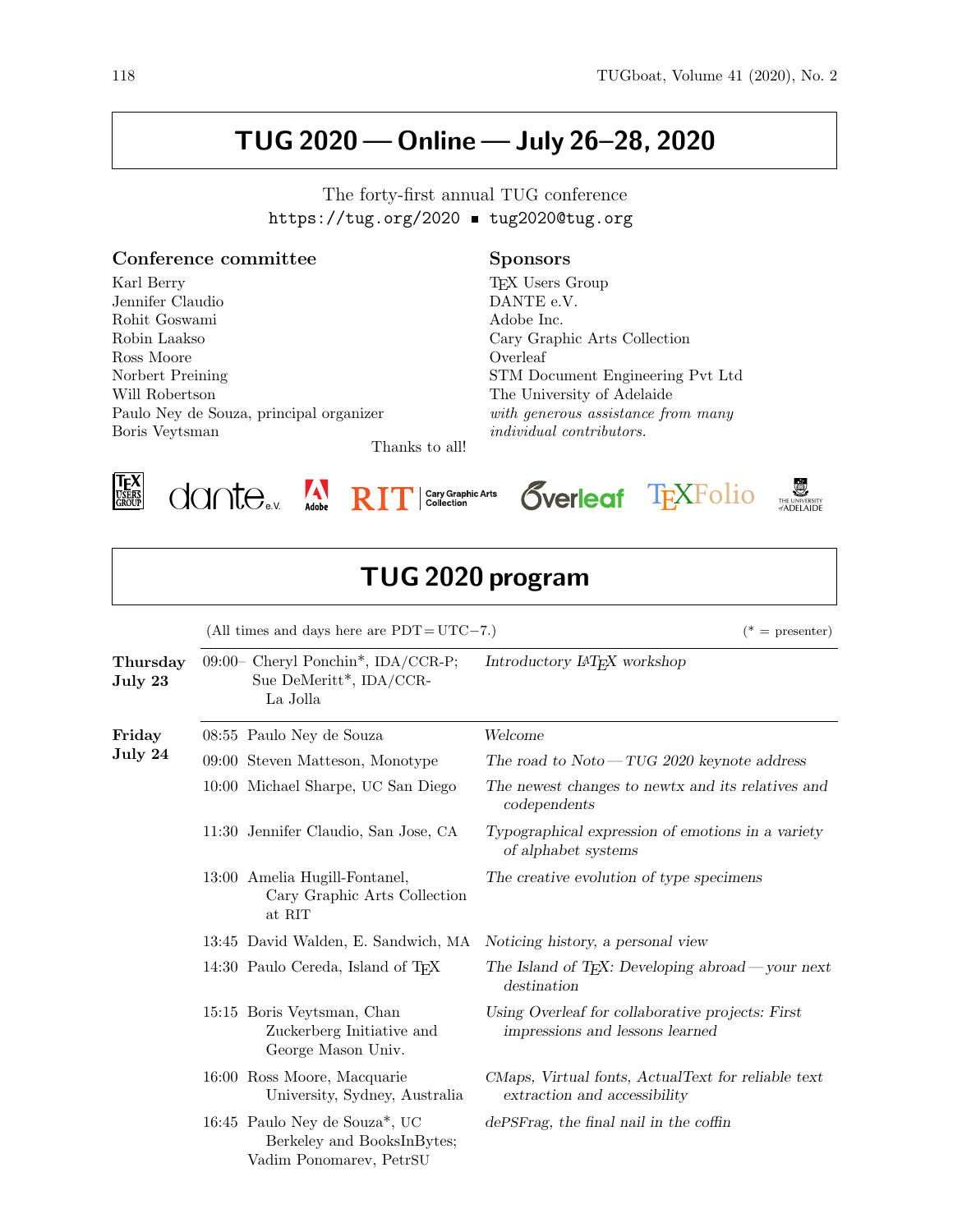# TUG 2020 — Online — July 26–28, 2020

The forty-first annual TUG conference
https://tug.org/2020 ▪ tug2020@tug.org

### Conference committee

Karl Berry
Jennifer Claudio
Rohit Goswami
Robin Laakso
Ross Moore
Norbert Preining
Will Robertson
Paulo Ney de Souza, principal organizer
Boris Veytsman

### Sponsors

TeX Users Group
DANTE e.V.
Adobe Inc.
Cary Graphic Arts Collection
Overleaf
STM Document Engineering Pvt Ltd
The University of Adelaide
*with generous assistance from many individual contributors.*

Thanks to all!

# TUG 2020 program

(All times and days here are PDT = UTC−7.) (* = presenter)

| Day | Time | Speaker | Title |
|---|---|---|---|
| **Thursday July 23** | 09:00– | Cheryl Ponchin*, IDA/CCR-P; Sue DeMeritt*, IDA/CCR-La Jolla | *Introductory LaTeX workshop* |
| **Friday July 24** | 08:55 | Paulo Ney de Souza | *Welcome* |
| | 09:00 | Steven Matteson, Monotype | *The road to Noto — TUG 2020 keynote address* |
| | 10:00 | Michael Sharpe, UC San Diego | *The newest changes to newtx and its relatives and codependents* |
| | 11:30 | Jennifer Claudio, San Jose, CA | *Typographical expression of emotions in a variety of alphabet systems* |
| | 13:00 | Amelia Hugill-Fontanel, Cary Graphic Arts Collection at RIT | *The creative evolution of type specimens* |
| | 13:45 | David Walden, E. Sandwich, MA | *Noticing history, a personal view* |
| | 14:30 | Paulo Cereda, Island of TeX | *The Island of TeX: Developing abroad — your next destination* |
| | 15:15 | Boris Veytsman, Chan Zuckerberg Initiative and George Mason Univ. | *Using Overleaf for collaborative projects: First impressions and lessons learned* |
| | 16:00 | Ross Moore, Macquarie University, Sydney, Australia | *CMaps, Virtual fonts, ActualText for reliable text extraction and accessibility* |
| | 16:45 | Paulo Ney de Souza*, UC Berkeley and BooksInBytes; Vadim Ponomarev, PetrSU | *dePSFrag, the final nail in the coffin* |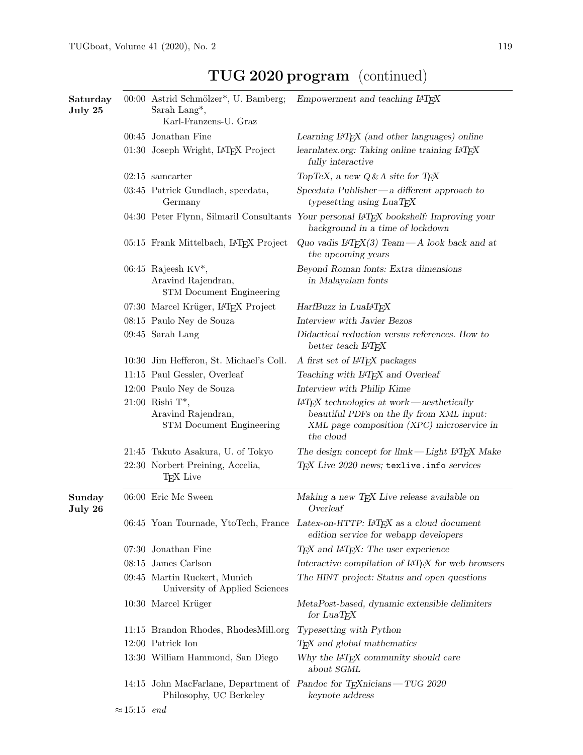# TUG 2020 program (continued)

| | | | |
|---|---|---|---|
| **Saturday July 25** | 00:00 | Astrid Schmölzer*, U. Bamberg; Sarah Lang*, Karl-Franzens-U. Graz | *Empowerment and teaching LaTeX* |
| | 00:45 | Jonathan Fine | *Learning LaTeX (and other languages) online* |
| | 01:30 | Joseph Wright, LaTeX Project | *learnlatex.org: Taking online training LaTeX fully interactive* |
| | 02:15 | samcarter | *TopTeX, a new Q & A site for TeX* |
| | 03:45 | Patrick Gundlach, speedata, Germany | *Speedata Publisher — a different approach to typesetting using LuaTeX* |
| | 04:30 | Peter Flynn, Silmaril Consultants | *Your personal LaTeX bookshelf: Improving your background in a time of lockdown* |
| | 05:15 | Frank Mittelbach, LaTeX Project | *Quo vadis LaTeX(3) Team — A look back and at the upcoming years* |
| | 06:45 | Rajeesh KV*, Aravind Rajendran, STM Document Engineering | *Beyond Roman fonts: Extra dimensions in Malayalam fonts* |
| | 07:30 | Marcel Krüger, LaTeX Project | *HarfBuzz in LuaLaTeX* |
| | 08:15 | Paulo Ney de Souza | *Interview with Javier Bezos* |
| | 09:45 | Sarah Lang | *Didactical reduction versus references. How to better teach LaTeX* |
| | 10:30 | Jim Hefferon, St. Michael's Coll. | *A first set of LaTeX packages* |
| | 11:15 | Paul Gessler, Overleaf | *Teaching with LaTeX and Overleaf* |
| | 12:00 | Paulo Ney de Souza | *Interview with Philip Kime* |
| | 21:00 | Rishi T*, Aravind Rajendran, STM Document Engineering | *LaTeX technologies at work — aesthetically beautiful PDFs on the fly from XML input: XML page composition (XPC) microservice in the cloud* |
| | 21:45 | Takuto Asakura, U. of Tokyo | *The design concept for llmk — Light LaTeX Make* |
| | 22:30 | Norbert Preining, Accelia, TeX Live | *TeX Live 2020 news;* `texlive.info` *services* |
| **Sunday July 26** | 06:00 | Eric Mc Sween | *Making a new TeX Live release available on Overleaf* |
| | 06:45 | Yoan Tournade, YtoTech, France | *Latex-on-HTTP: LaTeX as a cloud document edition service for webapp developers* |
| | 07:30 | Jonathan Fine | *TeX and LaTeX: The user experience* |
| | 08:15 | James Carlson | *Interactive compilation of LaTeX for web browsers* |
| | 09:45 | Martin Ruckert, Munich University of Applied Sciences | *The HINT project: Status and open questions* |
| | 10:30 | Marcel Krüger | *MetaPost-based, dynamic extensible delimiters for LuaTeX* |
| | 11:15 | Brandon Rhodes, RhodesMill.org | *Typesetting with Python* |
| | 12:00 | Patrick Ion | *TeX and global mathematics* |
| | 13:30 | William Hammond, San Diego | *Why the LaTeX community should care about SGML* |
| | 14:15 | John MacFarlane, Department of Philosophy, UC Berkeley | *Pandoc for TeXnicians — TUG 2020 keynote address* |
| | ≈15:15 | *end* | |